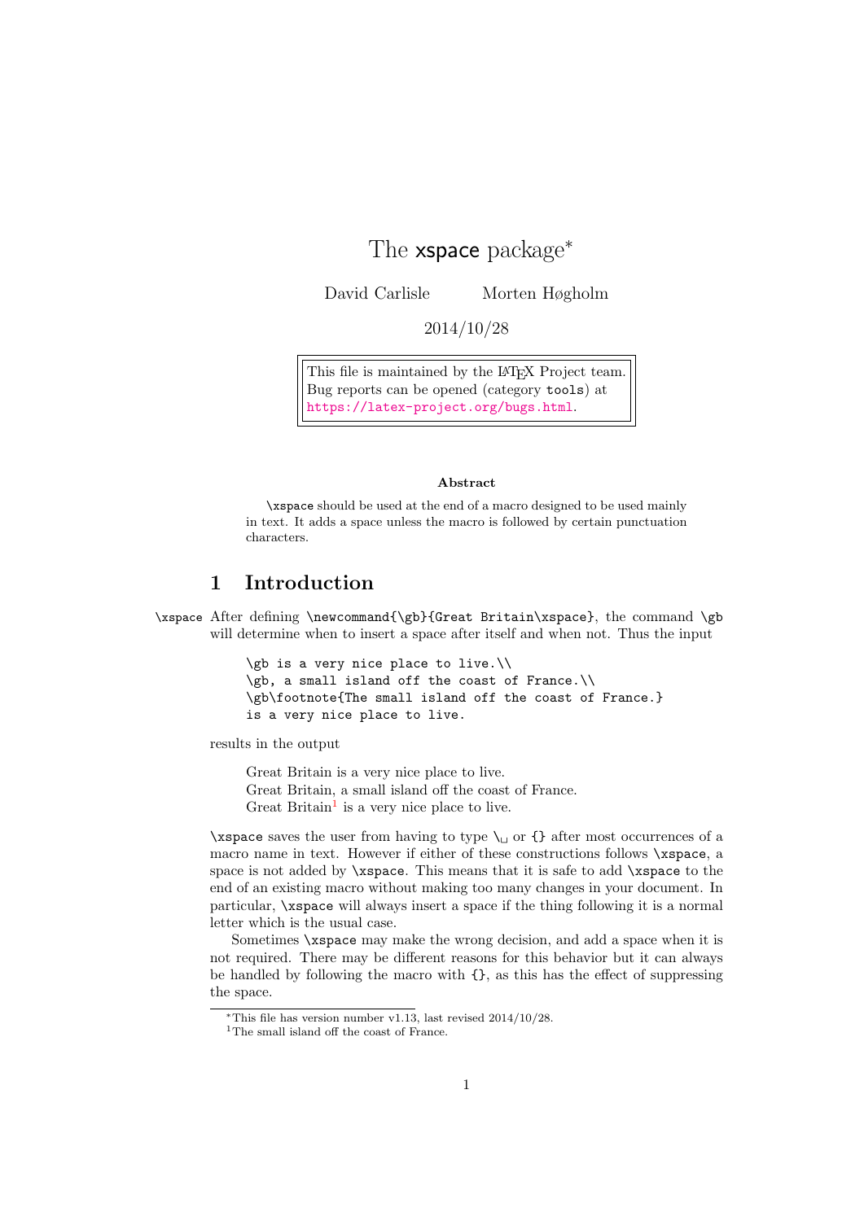# The xspace package[*]

David Carlisle    Morten Høgholm

2014/10/28

> This file is maintained by the LaTeX Project team.
> Bug reports can be opened (category `tools`) at
> https://latex-project.org/bugs.html.

**Abstract**

`\xspace` should be used at the end of a macro designed to be used mainly in text. It adds a space unless the macro is followed by certain punctuation characters.

## 1 Introduction

`\xspace` After defining `\newcommand{\gb}{Great Britain\xspace}`, the command `\gb` will determine when to insert a space after itself and when not. Thus the input

```
\gb is a very nice place to live.\\
\gb, a small island off the coast of France.\\
\gb\footnote{The small island off the coast of France.}
is a very nice place to live.
```

results in the output

> Great Britain is a very nice place to live.
> Great Britain, a small island off the coast of France.
> Great Britain[1] is a very nice place to live.

`\xspace` saves the user from having to type `\␣` or `{}` after most occurrences of a macro name in text. However if either of these constructions follows `\xspace`, a space is not added by `\xspace`. This means that it is safe to add `\xspace` to the end of an existing macro without making too many changes in your document. In particular, `\xspace` will always insert a space if the thing following it is a normal letter which is the usual case.

Sometimes `\xspace` may make the wrong decision, and add a space when it is not required. There may be different reasons for this behavior but it can always be handled by following the macro with `{}`, as this has the effect of suppressing the space.

---

[*] This file has version number v1.13, last revised 2014/10/28.

[1] The small island off the coast of France.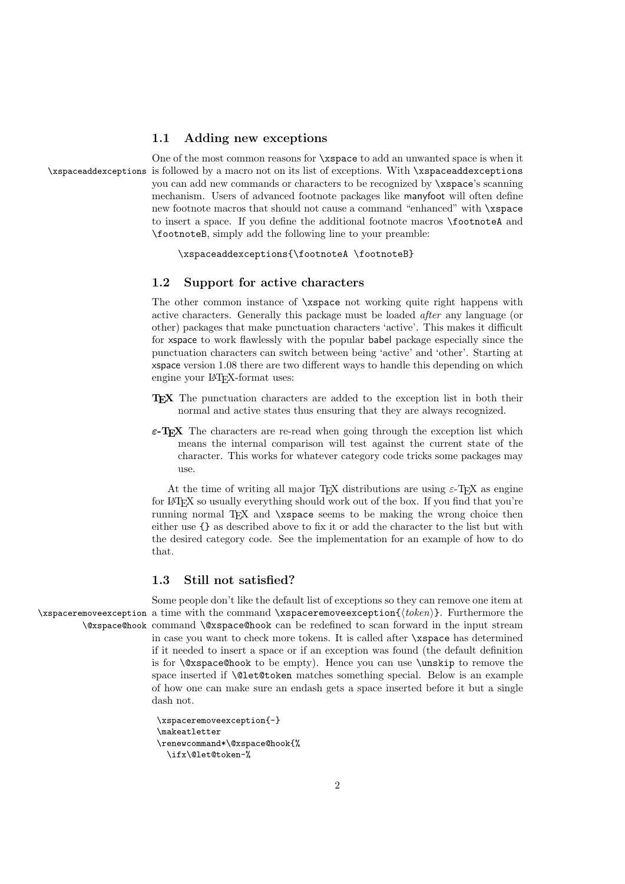## 1.1 Adding new exceptions

`\xspaceaddexceptions`

One of the most common reasons for `\xspace` to add an unwanted space is when it is followed by a macro not on its list of exceptions. With `\xspaceaddexceptions` you can add new commands or characters to be recognized by `\xspace`'s scanning mechanism. Users of advanced footnote packages like manyfoot will often define new footnote macros that should not cause a command "enhanced" with `\xspace` to insert a space. If you define the additional footnote macros `\footnoteA` and `\footnoteB`, simply add the following line to your preamble:

```
\xspaceaddexceptions{\footnoteA \footnoteB}
```

## 1.2 Support for active characters

The other common instance of `\xspace` not working quite right happens with active characters. Generally this package must be loaded *after* any language (or other) packages that make punctuation characters 'active'. This makes it difficult for xspace to work flawlessly with the popular babel package especially since the punctuation characters can switch between being 'active' and 'other'. Starting at xspace version 1.08 there are two different ways to handle this depending on which engine your LaTeX-format uses:

**TeX** The punctuation characters are added to the exception list in both their normal and active states thus ensuring that they are always recognized.

**ε-TeX** The characters are re-read when going through the exception list which means the internal comparison will test against the current state of the character. This works for whatever category code tricks some packages may use.

At the time of writing all major TeX distributions are using ε-TeX as engine for LaTeX so usually everything should work out of the box. If you find that you're running normal TeX and `\xspace` seems to be making the wrong choice then either use `{}` as described above to fix it or add the character to the list but with the desired category code. See the implementation for an example of how to do that.

## 1.3 Still not satisfied?

`\xspaceremoveexception`
`\@xspace@hook`

Some people don't like the default list of exceptions so they can remove one item at a time with the command `\xspaceremoveexception{⟨token⟩}`. Furthermore the command `\@xspace@hook` can be redefined to scan forward in the input stream in case you want to check more tokens. It is called after `\xspace` has determined if it needed to insert a space or if an exception was found (the default definition is for `\@xspace@hook` to be empty). Hence you can use `\unskip` to remove the space inserted if `\@let@token` matches something special. Below is an example of how one can make sure an endash gets a space inserted before it but a single dash not.

```
\xspaceremoveexception{-}
\makeatletter
\renewcommand*\@xspace@hook{%
  \ifx\@let@token-%
```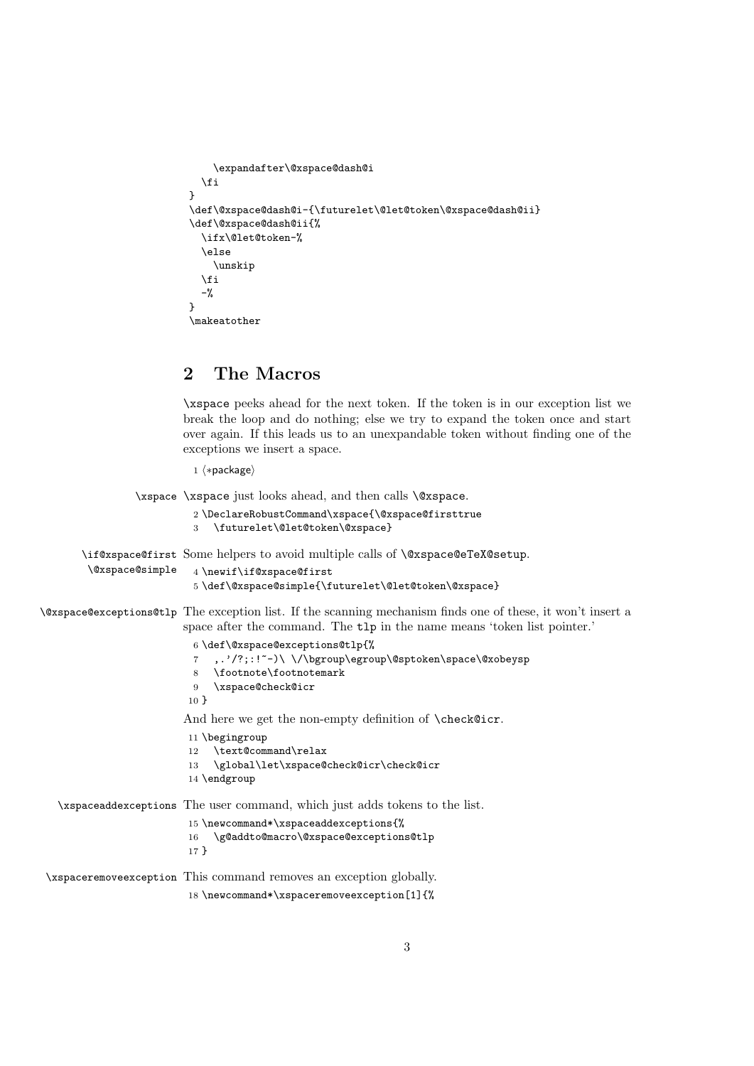```
    \expandafter\@xspace@dash@i
  \fi
}
\def\@xspace@dash@i-{\futurelet\@let@token\@xspace@dash@ii}
\def\@xspace@dash@ii{%
  \ifx\@let@token-%
  \else
    \unskip
  \fi
  -%
}
\makeatother
```

## 2 The Macros

\xspace peeks ahead for the next token. If the token is in our exception list we break the loop and do nothing; else we try to expand the token once and start over again. If this leads us to an unexpandable token without finding one of the exceptions we insert a space.

```
1 ⟨*package⟩
```

\xspace — \xspace just looks ahead, and then calls \@xspace.

```
2 \DeclareRobustCommand\xspace{\@xspace@firsttrue
3   \futurelet\@let@token\@xspace}
```

\if@xspace@first, \@xspace@simple — Some helpers to avoid multiple calls of \@xspace@eTeX@setup.

```
4 \newif\if@xspace@first
5 \def\@xspace@simple{\futurelet\@let@token\@xspace}
```

\@xspace@exceptions@tlp — The exception list. If the scanning mechanism finds one of these, it won't insert a space after the command. The tlp in the name means 'token list pointer.'

```
6 \def\@xspace@exceptions@tlp{%
7   ,.'/?;:!~-)\ \/\bgroup\egroup\@sptoken\space\@xobeysp
8   \footnote\footnotemark
9   \xspace@check@icr
10 }
```

And here we get the non-empty definition of \check@icr.

```
11 \begingroup
12   \text@command\relax
13   \global\let\xspace@check@icr\check@icr
14 \endgroup
```

\xspaceaddexceptions — The user command, which just adds tokens to the list.

```
15 \newcommand*\xspaceaddexceptions{%
16   \g@addto@macro\@xspace@exceptions@tlp
17 }
```

\xspaceremoveexception — This command removes an exception globally.

```
18 \newcommand*\xspaceremoveexception[1]{%
```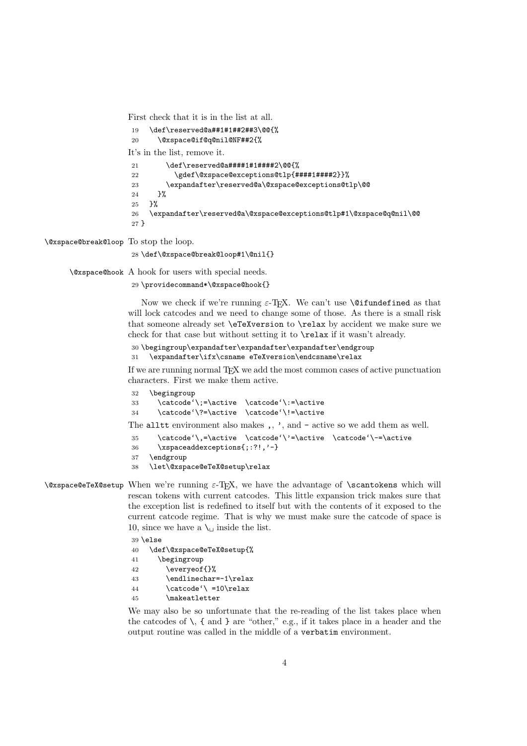First check that it is in the list at all.

```
19   \def\reserved@a##1#1##2##3\@@{%
20     \@xspace@if@q@nil@NF##2{%
```

It's in the list, remove it.

```
21       \def\reserved@a####1#1####2\@@{%
22         \gdef\@xspace@exceptions@tlp{####1####2}}%
23       \expandafter\reserved@a\@xspace@exceptions@tlp\@@
24     }%
25   }%
26   \expandafter\reserved@a\@xspace@exceptions@tlp#1\@xspace@q@nil\@@
27 }
```

\@xspace@break@loop To stop the loop.

```
28 \def\@xspace@break@loop#1\@nil{}
```

\@xspace@hook A hook for users with special needs.

```
29 \providecommand*\@xspace@hook{}
```

Now we check if we're running ε-TEX. We can't use `\@ifundefined` as that will lock catcodes and we need to change some of those. As there is a small risk that someone already set `\eTeXversion` to `\relax` by accident we make sure we check for that case but without setting it to `\relax` if it wasn't already.

```
30 \begingroup\expandafter\expandafter\expandafter\endgroup
31   \expandafter\ifx\csname eTeXversion\endcsname\relax
```

If we are running normal TEX we add the most common cases of active punctuation characters. First we make them active.

```
32   \begingroup
33     \catcode`\;=\active  \catcode`\:=\active
34     \catcode`\?=\active  \catcode`\!=\active
```

The `alltt` environment also makes `,`, `'`, and `-` active so we add them as well.

```
35     \catcode`\,=\active  \catcode`\'=\active  \catcode`\-=\active
36     \xspaceaddexceptions{;:?!,'-}
37   \endgroup
38   \let\@xspace@eTeX@setup\relax
```

\@xspace@eTeX@setup When we're running ε-TEX, we have the advantage of `\scantokens` which will rescan tokens with current catcodes. This little expansion trick makes sure that the exception list is redefined to itself but with the contents of it exposed to the current catcode regime. That is why we must make sure the catcode of space is 10, since we have a `\␣` inside the list.

```
39 \else
40   \def\@xspace@eTeX@setup{%
41     \begingroup
42       \everyeof{}%
43       \endlinechar=-1\relax
44       \catcode`\ =10\relax
45       \makeatletter
```

We may also be so unfortunate that the re-reading of the list takes place when the catcodes of `\`, `{` and `}` are "other," e.g., if it takes place in a header and the output routine was called in the middle of a `verbatim` environment.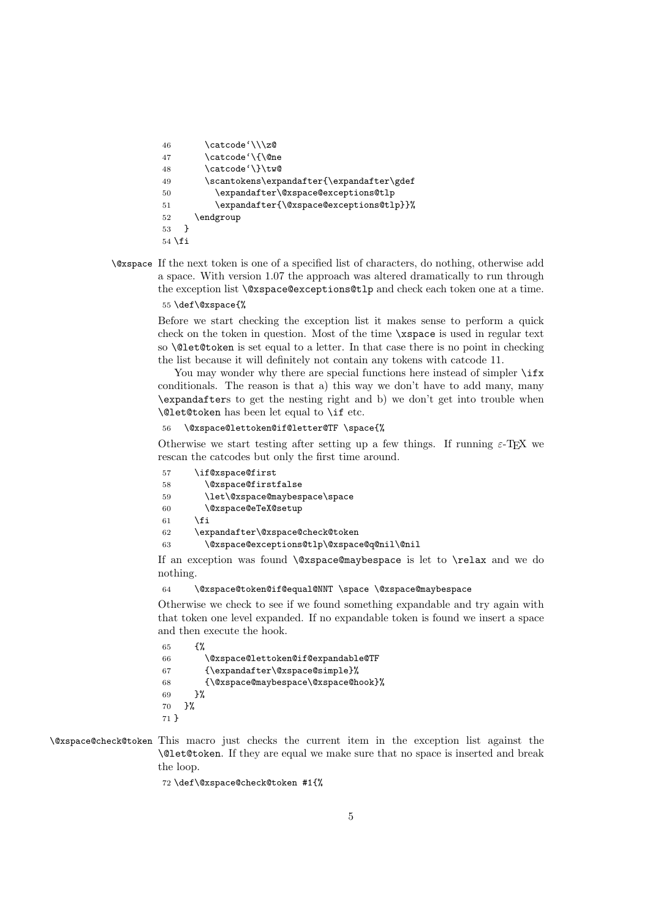```
46      \catcode`\\\z@
47      \catcode`\{\@ne
48      \catcode`\}\tw@
49      \scantokens\expandafter{\expandafter\gdef
50        \expandafter\@xspace@exceptions@tlp
51        \expandafter{\@xspace@exceptions@tlp}}%
52    \endgroup
53  }
54 \fi
```

**\@xspace** If the next token is one of a specified list of characters, do nothing, otherwise add a space. With version 1.07 the approach was altered dramatically to run through the exception list `\@xspace@exceptions@tlp` and check each token one at a time.

```
55 \def\@xspace{%
```

Before we start checking the exception list it makes sense to perform a quick check on the token in question. Most of the time `\xspace` is used in regular text so `\@let@token` is set equal to a letter. In that case there is no point in checking the list because it will definitely not contain any tokens with catcode 11.

You may wonder why there are special functions here instead of simpler `\ifx` conditionals. The reason is that a) this way we don't have to add many, many `\expandafter`s to get the nesting right and b) we don't get into trouble when `\@let@token` has been let equal to `\if` etc.

```
56   \@xspace@lettoken@if@letter@TF \space{%
```

Otherwise we start testing after setting up a few things. If running ε-TeX we rescan the catcodes but only the first time around.

```
57     \if@xspace@first
58       \@xspace@firstfalse
59       \let\@xspace@maybespace\space
60       \@xspace@eTeX@setup
61     \fi
62     \expandafter\@xspace@check@token
63       \@xspace@exceptions@tlp\@xspace@q@nil\@nil
```

If an exception was found `\@xspace@maybespace` is let to `\relax` and we do nothing.

```
64     \@xspace@token@if@equal@NNT \space \@xspace@maybespace
```

Otherwise we check to see if we found something expandable and try again with that token one level expanded. If no expandable token is found we insert a space and then execute the hook.

```
65     {%
66       \@xspace@lettoken@if@expandable@TF
67       {\expandafter\@xspace@simple}%
68       {\@xspace@maybespace\@xspace@hook}%
69     }%
70   }%
71 }
```

**\@xspace@check@token** This macro just checks the current item in the exception list against the `\@let@token`. If they are equal we make sure that no space is inserted and break the loop.

```
72 \def\@xspace@check@token #1{%
```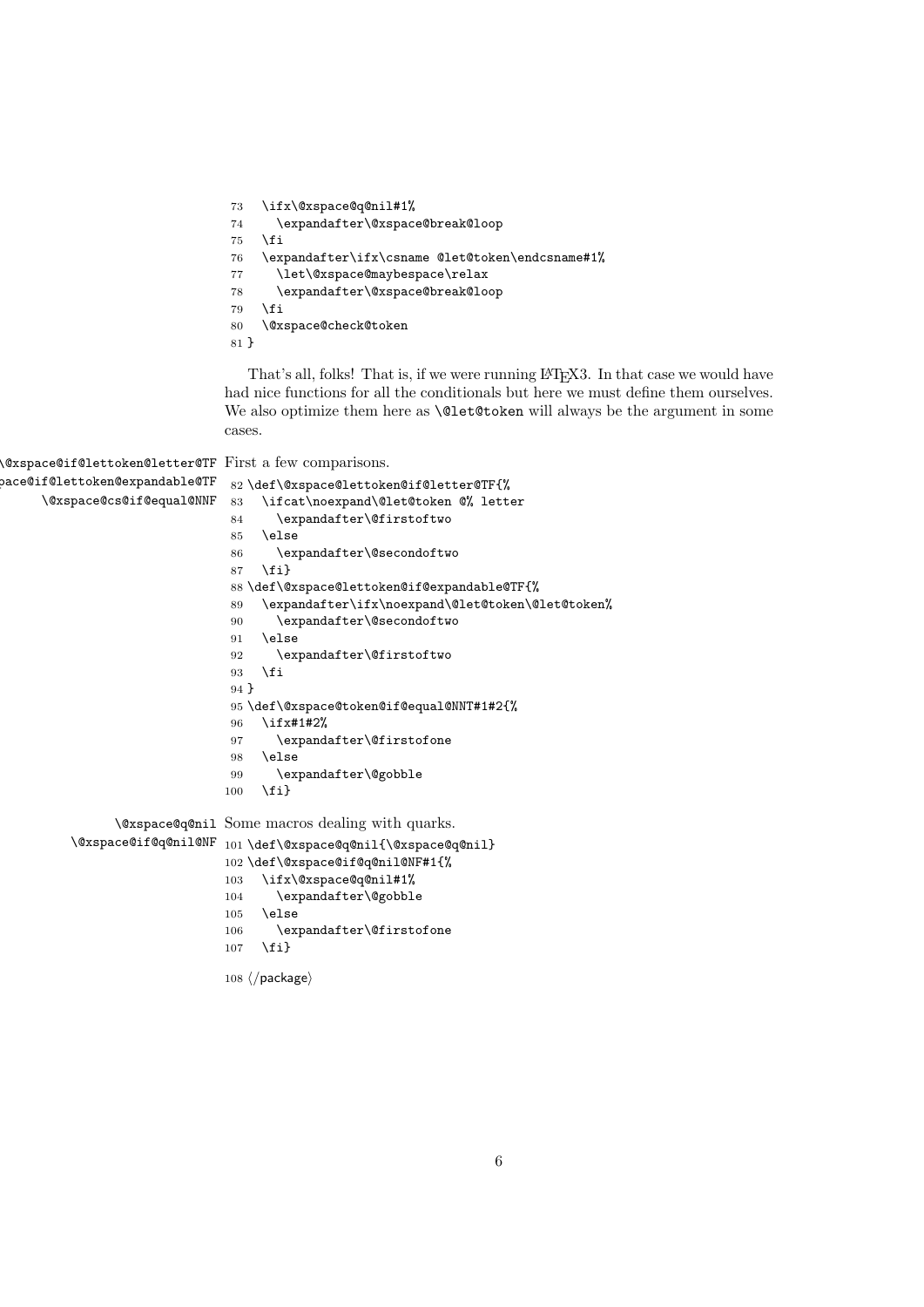```
73   \ifx\@xspace@q@nil#1%
74     \expandafter\@xspace@break@loop
75   \fi
76   \expandafter\ifx\csname @let@token\endcsname#1%
77     \let\@xspace@maybespace\relax
78     \expandafter\@xspace@break@loop
79   \fi
80   \@xspace@check@token
81 }
```

That's all, folks! That is, if we were running LaTeX3. In that case we would have had nice functions for all the conditionals but here we must define them ourselves. We also optimize them here as `\@let@token` will always be the argument in some cases.

`\@xspace@if@lettoken@letter@TF` `\@xspace@if@lettoken@expandable@TF` `\@xspace@cs@if@equal@NNF`

First a few comparisons.

```
82 \def\@xspace@lettoken@if@letter@TF{%
83   \ifcat\noexpand\@let@token @% letter
84     \expandafter\@firstoftwo
85   \else
86     \expandafter\@secondoftwo
87   \fi}
88 \def\@xspace@lettoken@if@expandable@TF{%
89   \expandafter\ifx\noexpand\@let@token\@let@token%
90     \expandafter\@secondoftwo
91   \else
92     \expandafter\@firstoftwo
93   \fi
94 }
95 \def\@xspace@token@if@equal@NNT#1#2{%
96   \ifx#1#2%
97     \expandafter\@firstofone
98   \else
99     \expandafter\@gobble
100  \fi}
```

`\@xspace@q@nil` `\@xspace@if@q@nil@NF`

Some macros dealing with quarks.

```
101 \def\@xspace@q@nil{\@xspace@q@nil}
102 \def\@xspace@if@q@nil@NF#1{%
103   \ifx\@xspace@q@nil#1%
104     \expandafter\@gobble
105   \else
106     \expandafter\@firstofone
107   \fi}
108 ⟨/package⟩
```